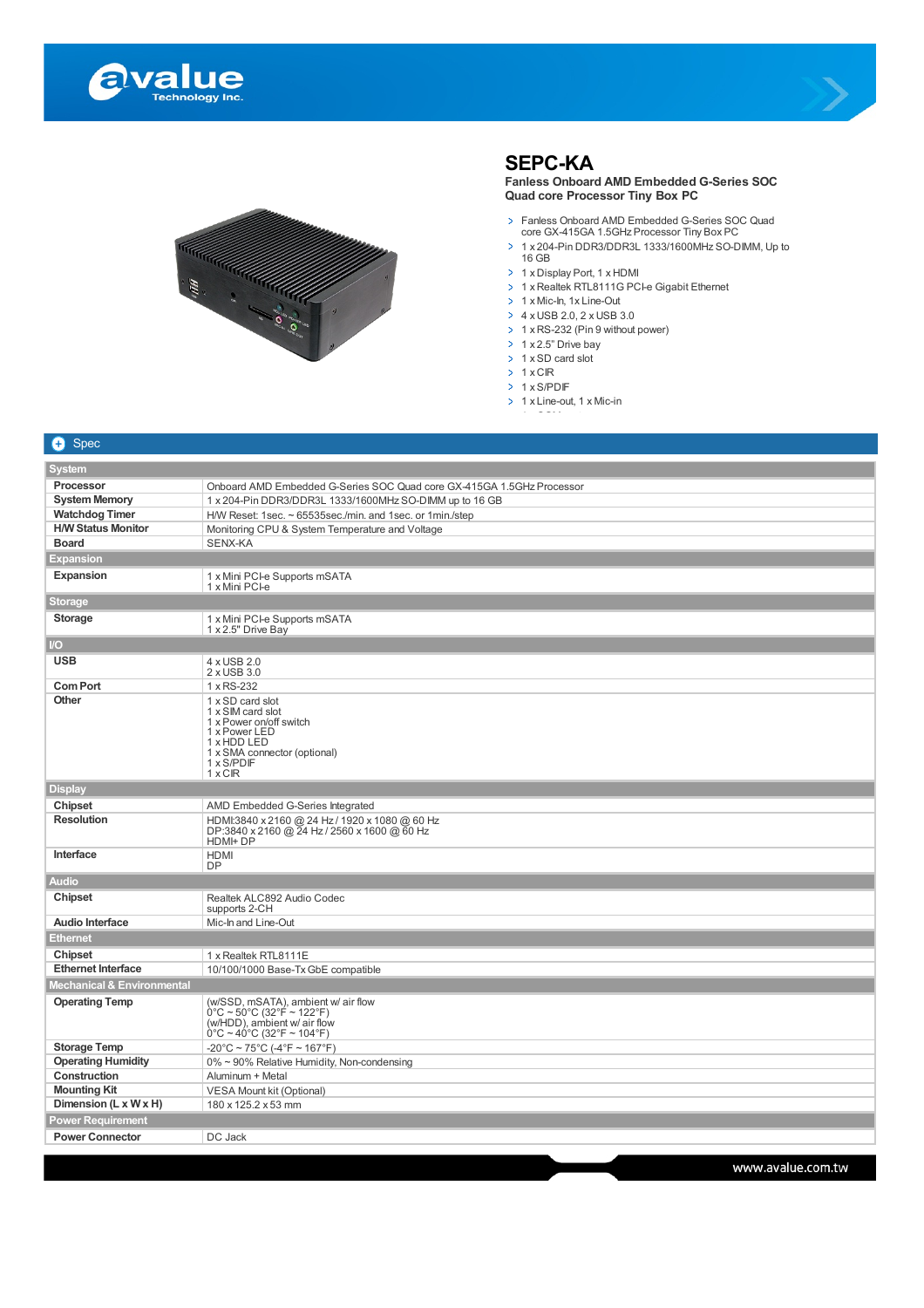# SEPC-KA

**Fanless Onboard AMD Embedded G-Series SOC Quad core Processor Tiny Box PC**

- Fanless Onboard AMD Embedded G-Series SOC Quad core GX-415GA 1.5GHz Processor Tiny Box PC
- 1 x 204-Pin DDR3/DDR3L 1333/1600MHz SO-DIMM, Up to 16 GB
- 1 x Display Port, 1 x HDMI
- 1 x Realtek RTL8111G PCI-e Gigabit Ethernet
- 1 x Mic-In, 1x Line-Out
- 4 x USB 2.0, 2 x USB 3.0
- 1 x RS-232 (Pin 9 without power)
- 1 x 2.5" Drive bay
- 1 x SD card slot
- 1 x CIR
- 1 x S/PDIF
- 1 x Line-out, 1 x Mic-in

## Spec

| | |
|---|---|
| **System** | |
| **Processor** | Onboard AMD Embedded G-Series SOC Quad core GX-415GA 1.5GHz Processor |
| **System Memory** | 1 x 204-Pin DDR3/DDR3L 1333/1600MHz SO-DIMM up to 16 GB |
| **Watchdog Timer** | H/W Reset: 1sec. ~ 65535sec./min. and 1sec. or 1min./step |
| **H/W Status Monitor** | Monitoring CPU & System Temperature and Voltage |
| **Board** | SENX-KA |
| **Expansion** | |
| **Expansion** | 1 x Mini PCI-e Supports mSATA<br>1 x Mini PCI-e |
| **Storage** | |
| **Storage** | 1 x Mini PCI-e Supports mSATA<br>1 x 2.5" Drive Bay |
| **I/O** | |
| **USB** | 4 x USB 2.0<br>2 x USB 3.0 |
| **Com Port** | 1 x RS-232 |
| **Other** | 1 x SD card slot<br>1 x SIM card slot<br>1 x Power on/off switch<br>1 x Power LED<br>1 x HDD LED<br>1 x SMA connector (optional)<br>1 x S/PDIF<br>1 x CIR |
| **Display** | |
| **Chipset** | AMD Embedded G-Series Integrated |
| **Resolution** | HDMI:3840 x 2160 @ 24 Hz / 1920 x 1080 @ 60 Hz<br>DP:3840 x 2160 @ 24 Hz / 2560 x 1600 @ 60 Hz<br>HDMI+ DP |
| **Interface** | HDMI<br>DP |
| **Audio** | |
| **Chipset** | Realtek ALC892 Audio Codec<br>supports 2-CH |
| **Audio Interface** | Mic-In and Line-Out |
| **Ethernet** | |
| **Chipset** | 1 x Realtek RTL8111E |
| **Ethernet Interface** | 10/100/1000 Base-Tx GbE compatible |
| **Mechanical & Environmental** | |
| **Operating Temp** | (w/SSD, mSATA), ambient w/ air flow<br>0°C ~ 50°C (32°F ~ 122°F)<br>(w/HDD), ambient w/ air flow<br>0°C ~ 40°C (32°F ~ 104°F) |
| **Storage Temp** | -20°C ~ 75°C (-4°F ~ 167°F) |
| **Operating Humidity** | 0% ~ 90% Relative Humidity, Non-condensing |
| **Construction** | Aluminum + Metal |
| **Mounting Kit** | VESA Mount kit (Optional) |
| **Dimension (L x W x H)** | 180 x 125.2 x 53 mm |
| **Power Requirement** | |
| **Power Connector** | DC Jack |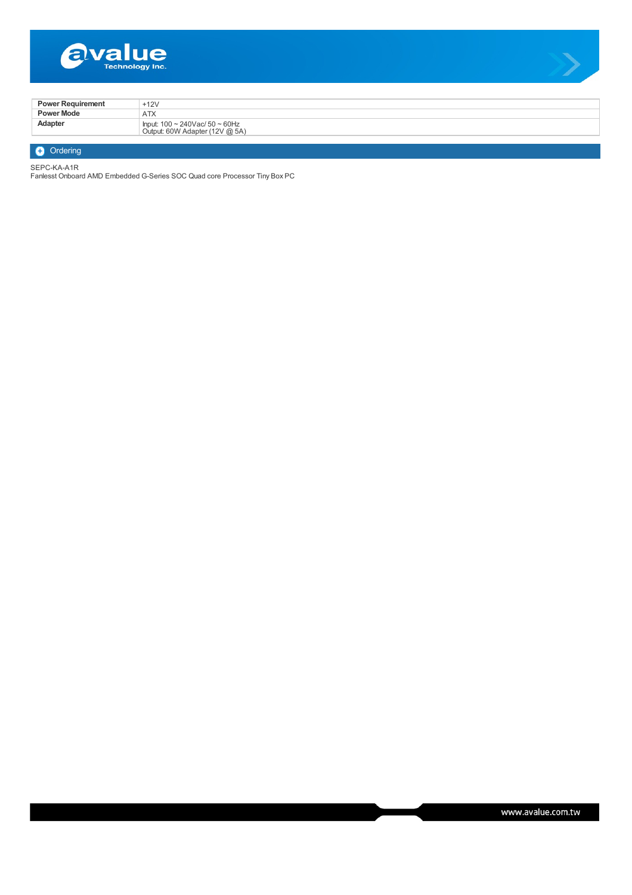| | |
|---|---|
| **Power Requirement** | +12V |
| **Power Mode** | ATX |
| **Adapter** | Input: 100 ~ 240Vac/ 50 ~ 60Hz<br>Output: 60W Adapter (12V @ 5A) |

## Ordering

SEPC-KA-A1R
Fanlesst Onboard AMD Embedded G-Series SOC Quad core Processor Tiny Box PC